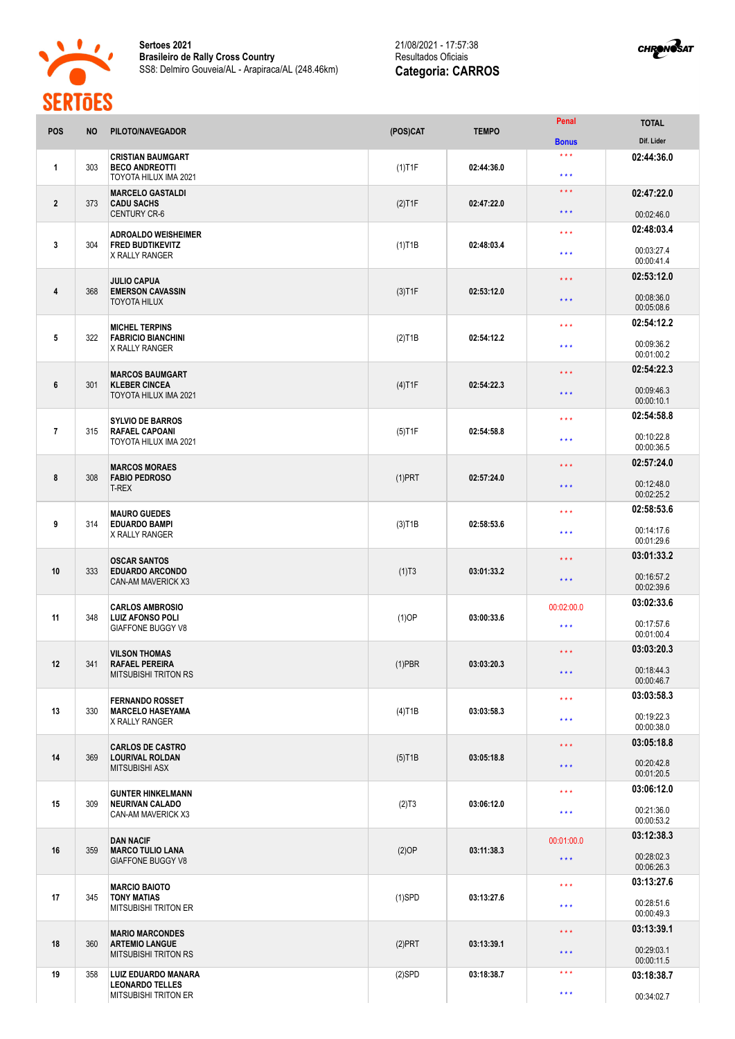**Sertoes 2021**
**Brasileiro de Rally Cross Country**
SS8: Delmiro Gouveia/AL - Arapiraca/AL (248.46km)

21/08/2021 - 17:57:38
Resultados Oficiais
**Categoria: CARROS**

| POS | NO | PILOTO/NAVEGADOR | (POS)CAT | TEMPO | Penal / Bonus | TOTAL / Dif. Lider |
|---|---|---|---|---|---|---|
| 1 | 303 | **CRISTIAN BAUMGART** **BECO ANDREOTTI** TOYOTA HILUX IMA 2021 | (1)T1F | 02:44:36.0 | \*\*\* / \*\*\* | **02:44:36.0** |
| 2 | 373 | **MARCELO GASTALDI** **CADU SACHS** CENTURY CR-6 | (2)T1F | 02:47:22.0 | \*\*\* / \*\*\* | **02:47:22.0** 00:02:46.0 |
| 3 | 304 | **ADROALDO WEISHEIMER** **FRED BUDTIKEVITZ** X RALLY RANGER | (1)T1B | 02:48:03.4 | \*\*\* / \*\*\* | **02:48:03.4** 00:03:27.4 00:00:41.4 |
| 4 | 368 | **JULIO CAPUA** **EMERSON CAVASSIN** TOYOTA HILUX | (3)T1F | 02:53:12.0 | \*\*\* / \*\*\* | **02:53:12.0** 00:08:36.0 00:05:08.6 |
| 5 | 322 | **MICHEL TERPINS** **FABRICIO BIANCHINI** X RALLY RANGER | (2)T1B | 02:54:12.2 | \*\*\* / \*\*\* | **02:54:12.2** 00:09:36.2 00:01:00.2 |
| 6 | 301 | **MARCOS BAUMGART** **KLEBER CINCEA** TOYOTA HILUX IMA 2021 | (4)T1F | 02:54:22.3 | \*\*\* / \*\*\* | **02:54:22.3** 00:09:46.3 00:00:10.1 |
| 7 | 315 | **SYLVIO DE BARROS** **RAFAEL CAPOANI** TOYOTA HILUX IMA 2021 | (5)T1F | 02:54:58.8 | \*\*\* / \*\*\* | **02:54:58.8** 00:10:22.8 00:00:36.5 |
| 8 | 308 | **MARCOS MORAES** **FABIO PEDROSO** T-REX | (1)PRT | 02:57:24.0 | \*\*\* / \*\*\* | **02:57:24.0** 00:12:48.0 00:02:25.2 |
| 9 | 314 | **MAURO GUEDES** **EDUARDO BAMPI** X RALLY RANGER | (3)T1B | 02:58:53.6 | \*\*\* / \*\*\* | **02:58:53.6** 00:14:17.6 00:01:29.6 |
| 10 | 333 | **OSCAR SANTOS** **EDUARDO ARCONDO** CAN-AM MAVERICK X3 | (1)T3 | 03:01:33.2 | \*\*\* / \*\*\* | **03:01:33.2** 00:16:57.2 00:02:39.6 |
| 11 | 348 | **CARLOS AMBROSIO** **LUIZ AFONSO POLI** GIAFFONE BUGGY V8 | (1)OP | 03:00:33.6 | 00:02:00.0 / \*\*\* | **03:02:33.6** 00:17:57.6 00:01:00.4 |
| 12 | 341 | **VILSON THOMAS** **RAFAEL PEREIRA** MITSUBISHI TRITON RS | (1)PBR | 03:03:20.3 | \*\*\* / \*\*\* | **03:03:20.3** 00:18:44.3 00:00:46.7 |
| 13 | 330 | **FERNANDO ROSSET** **MARCELO HASEYAMA** X RALLY RANGER | (4)T1B | 03:03:58.3 | \*\*\* / \*\*\* | **03:03:58.3** 00:19:22.3 00:00:38.0 |
| 14 | 369 | **CARLOS DE CASTRO** **LOURIVAL ROLDAN** MITSUBISHI ASX | (5)T1B | 03:05:18.8 | \*\*\* / \*\*\* | **03:05:18.8** 00:20:42.8 00:01:20.5 |
| 15 | 309 | **GUNTER HINKELMANN** **NEURIVAN CALADO** CAN-AM MAVERICK X3 | (2)T3 | 03:06:12.0 | \*\*\* / \*\*\* | **03:06:12.0** 00:21:36.0 00:00:53.2 |
| 16 | 359 | **DAN NACIF** **MARCO TULIO LANA** GIAFFONE BUGGY V8 | (2)OP | 03:11:38.3 | 00:01:00.0 / \*\*\* | **03:12:38.3** 00:28:02.3 00:06:26.3 |
| 17 | 345 | **MARCIO BAIOTO** **TONY MATIAS** MITSUBISHI TRITON ER | (1)SPD | 03:13:27.6 | \*\*\* / \*\*\* | **03:13:27.6** 00:28:51.6 00:00:49.3 |
| 18 | 360 | **MARIO MARCONDES** **ARTEMIO LANGUE** MITSUBISHI TRITON RS | (2)PRT | 03:13:39.1 | \*\*\* / \*\*\* | **03:13:39.1** 00:29:03.1 00:00:11.5 |
| 19 | 358 | **LUIZ EDUARDO MANARA** **LEONARDO TELLES** MITSUBISHI TRITON ER | (2)SPD | 03:18:38.7 | \*\*\* / \*\*\* | **03:18:38.7** 00:34:02.7 |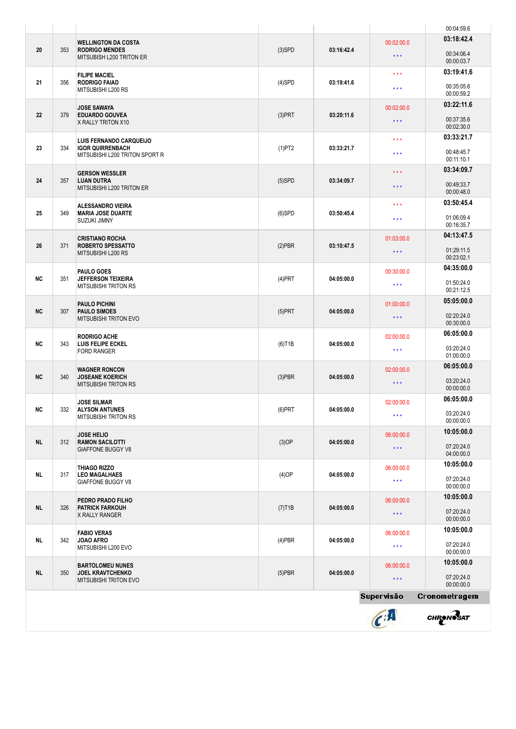| | | | | | | |
|---|---|---|---|---|---|---|
| | | | | | | 00:04:59.6 |
| 20 | 353 | **WELLINGTON DA COSTA**<br>**RODRIGO MENDES**<br>MITSUBISH L200 TRITON ER | (3)SPD | 03:16:42.4 | 00:02:00.0<br>*** | **03:18:42.4**<br>00:34:06.4<br>00:00:03.7 |
| 21 | 356 | **FILIPE MACIEL**<br>**RODRIGO FAIAD**<br>MITSUBISHI L200 RS | (4)SPD | 03:19:41.6 | ***<br>*** | **03:19:41.6**<br>00:35:05.6<br>00:00:59.2 |
| 22 | 379 | **JOSE SAWAYA**<br>**EDUARDO GOUVEA**<br>X RALLY TRITON X10 | (3)PRT | 03:20:11.6 | 00:02:00.0<br>*** | **03:22:11.6**<br>00:37:35.6<br>00:02:30.0 |
| 23 | 334 | **LUIS FERNANDO CARQUEIJO**<br>**IGOR QUIRRENBACH**<br>MITSUBISHI L200 TRITON SPORT R | (1)PT2 | 03:33:21.7 | ***<br>*** | **03:33:21.7**<br>00:48:45.7<br>00:11:10.1 |
| 24 | 357 | **GERSON WESSLER**<br>**LUAN DUTRA**<br>MITSUBISHI L200 TRITON ER | (5)SPD | 03:34:09.7 | ***<br>*** | **03:34:09.7**<br>00:49:33.7<br>00:00:48.0 |
| 25 | 349 | **ALESSANDRO VIEIRA**<br>**MARIA JOSE DUARTE**<br>SUZUKI JIMNY | (6)SPD | 03:50:45.4 | ***<br>*** | **03:50:45.4**<br>01:06:09.4<br>00:16:35.7 |
| 26 | 371 | **CRISTIANO ROCHA**<br>**ROBERTO SPESSATTO**<br>MITSUBISHI L200 RS | (2)PBR | 03:10:47.5 | 01:03:00.0<br>*** | **04:13:47.5**<br>01:29:11.5<br>00:23:02.1 |
| NC | 351 | **PAULO GOES**<br>**JEFFERSON TEIXEIRA**<br>MITSUBISHI TRITON RS | (4)PRT | 04:05:00.0 | 00:30:00.0<br>*** | **04:35:00.0**<br>01:50:24.0<br>00:21:12.5 |
| NC | 307 | **PAULO PICHINI**<br>**PAULO SIMOES**<br>MITSUBISHI TRITON EVO | (5)PRT | 04:05:00.0 | 01:00:00.0<br>*** | **05:05:00.0**<br>02:20:24.0<br>00:30:00.0 |
| NC | 343 | **RODRIGO ACHE**<br>**LUIS FELIPE ECKEL**<br>FORD RANGER | (6)T1B | 04:05:00.0 | 02:00:00.0<br>*** | **06:05:00.0**<br>03:20:24.0<br>01:00:00.0 |
| NC | 340 | **WAGNER RONCON**<br>**JOSEANE KOERICH**<br>MITSUBISHI TRITON RS | (3)PBR | 04:05:00.0 | 02:00:00.0<br>*** | **06:05:00.0**<br>03:20:24.0<br>00:00:00.0 |
| NC | 332 | **JOSE SILMAR**<br>**ALYSON ANTUNES**<br>MITSUBISHI TRITON RS | (6)PRT | 04:05:00.0 | 02:00:00.0<br>*** | **06:05:00.0**<br>03:20:24.0<br>00:00:00.0 |
| NL | 312 | **JOSE HELIO**<br>**RAMON SACILOTTI**<br>GIAFFONE BUGGY V8 | (3)OP | 04:05:00.0 | 06:00:00.0<br>*** | **10:05:00.0**<br>07:20:24.0<br>04:00:00.0 |
| NL | 317 | **THIAGO RIZZO**<br>**LEO MAGALHAES**<br>GIAFFONE BUGGY V8 | (4)OP | 04:05:00.0 | 06:00:00.0<br>*** | **10:05:00.0**<br>07:20:24.0<br>00:00:00.0 |
| NL | 326 | **PEDRO PRADO FILHO**<br>**PATRICK FARKOUH**<br>X RALLY RANGER | (7)T1B | 04:05:00.0 | 06:00:00.0<br>*** | **10:05:00.0**<br>07:20:24.0<br>00:00:00.0 |
| NL | 342 | **FABIO VERAS**<br>**JOAO AFRO**<br>MITSUBISHI L200 EVO | (4)PBR | 04:05:00.0 | 06:00:00.0<br>*** | **10:05:00.0**<br>07:20:24.0<br>00:00:00.0 |
| NL | 350 | **BARTOLOMEU NUNES**<br>**JOEL KRAVTCHENKO**<br>MITSUBISHI TRITON EVO | (5)PBR | 04:05:00.0 | 06:00:00.0<br>*** | **10:05:00.0**<br>07:20:24.0<br>00:00:00.0 |

**Supervisão** **Cronometragem**

CBA CHRONOSAT